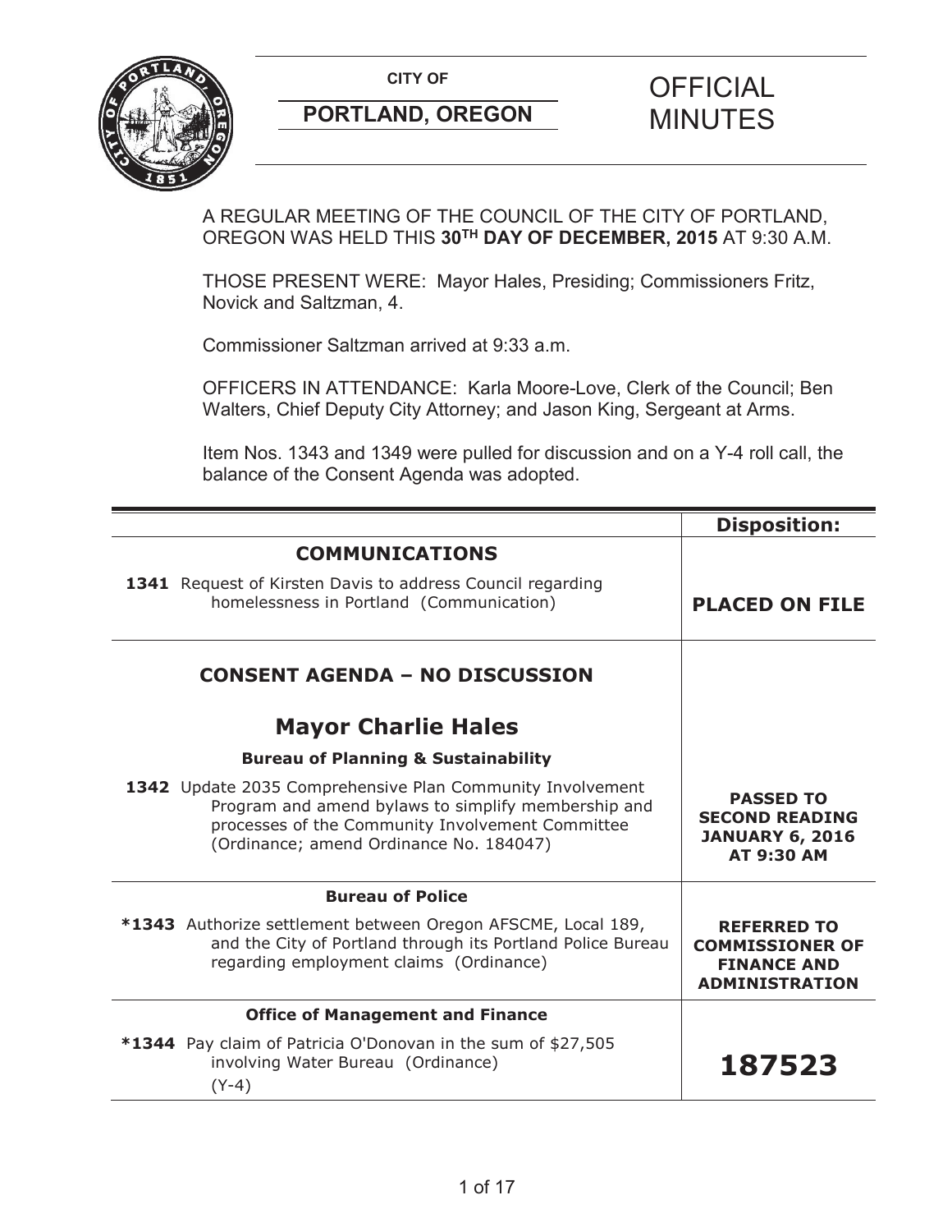**CITY OF**

**PORTLAND, OREGON**

# OFFICIAL MINUTES

A REGULAR MEETING OF THE COUNCIL OF THE CITY OF PORTLAND, OREGON WAS HELD THIS **30TH DAY OF DECEMBER, 2015** AT 9:30 A.M.

THOSE PRESENT WERE: Mayor Hales, Presiding; Commissioners Fritz, Novick and Saltzman, 4.

Commissioner Saltzman arrived at 9:33 a.m.

OFFICERS IN ATTENDANCE: Karla Moore-Love, Clerk of the Council; Ben Walters, Chief Deputy City Attorney; and Jason King, Sergeant at Arms.

Item Nos. 1343 and 1349 were pulled for discussion and on a Y-4 roll call, the balance of the Consent Agenda was adopted.

| | **Disposition:** |
|---|---|
| **COMMUNICATIONS** | |
| **1341** Request of Kirsten Davis to address Council regarding homelessness in Portland (Communication) | **PLACED ON FILE** |
| **CONSENT AGENDA – NO DISCUSSION** | |
| **Mayor Charlie Hales** | |
| **Bureau of Planning & Sustainability** | |
| **1342** Update 2035 Comprehensive Plan Community Involvement Program and amend bylaws to simplify membership and processes of the Community Involvement Committee (Ordinance; amend Ordinance No. 184047) | **PASSED TO SECOND READING JANUARY 6, 2016 AT 9:30 AM** |
| **Bureau of Police** | |
| ***1343** Authorize settlement between Oregon AFSCME, Local 189, and the City of Portland through its Portland Police Bureau regarding employment claims (Ordinance) | **REFERRED TO COMMISSIONER OF FINANCE AND ADMINISTRATION** |
| **Office of Management and Finance** | |
| ***1344** Pay claim of Patricia O'Donovan in the sum of $27,505 involving Water Bureau (Ordinance) (Y-4) | **187523** |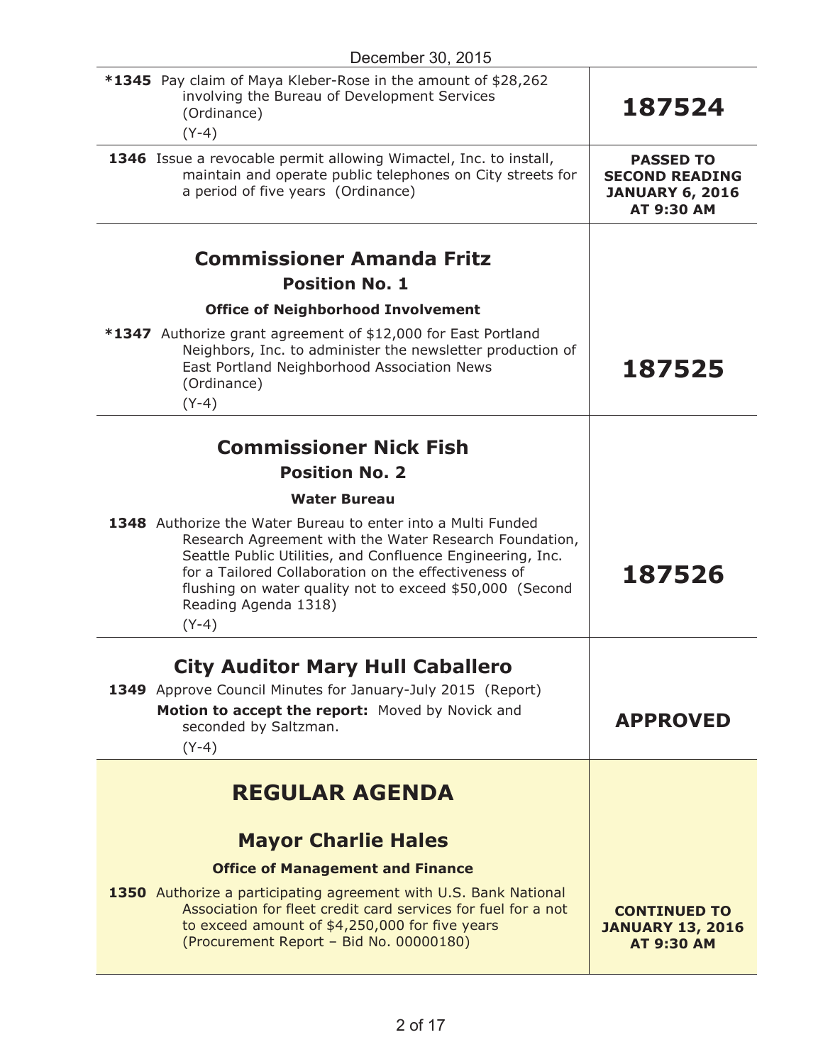December 30, 2015

| | |
|---|---|
| ***1345** Pay claim of Maya Kleber-Rose in the amount of $28,262 involving the Bureau of Development Services (Ordinance) (Y-4) | **187524** |
| **1346** Issue a revocable permit allowing Wimactel, Inc. to install, maintain and operate public telephones on City streets for a period of five years (Ordinance) | **PASSED TO SECOND READING JANUARY 6, 2016 AT 9:30 AM** |

## Commissioner Amanda Fritz

### Position No. 1

**Office of Neighborhood Involvement**

| | |
|---|---|
| ***1347** Authorize grant agreement of $12,000 for East Portland Neighbors, Inc. to administer the newsletter production of East Portland Neighborhood Association News (Ordinance) (Y-4) | **187525** |

## Commissioner Nick Fish

### Position No. 2

**Water Bureau**

| | |
|---|---|
| **1348** Authorize the Water Bureau to enter into a Multi Funded Research Agreement with the Water Research Foundation, Seattle Public Utilities, and Confluence Engineering, Inc. for a Tailored Collaboration on the effectiveness of flushing on water quality not to exceed $50,000 (Second Reading Agenda 1318) (Y-4) | **187526** |

## City Auditor Mary Hull Caballero

| | |
|---|---|
| **1349** Approve Council Minutes for January-July 2015 (Report) **Motion to accept the report:** Moved by Novick and seconded by Saltzman. (Y-4) | **APPROVED** |

# REGULAR AGENDA

## Mayor Charlie Hales

**Office of Management and Finance**

| | |
|---|---|
| **1350** Authorize a participating agreement with U.S. Bank National Association for fleet credit card services for fuel for a not to exceed amount of $4,250,000 for five years (Procurement Report – Bid No. 00000180) | **CONTINUED TO JANUARY 13, 2016 AT 9:30 AM** |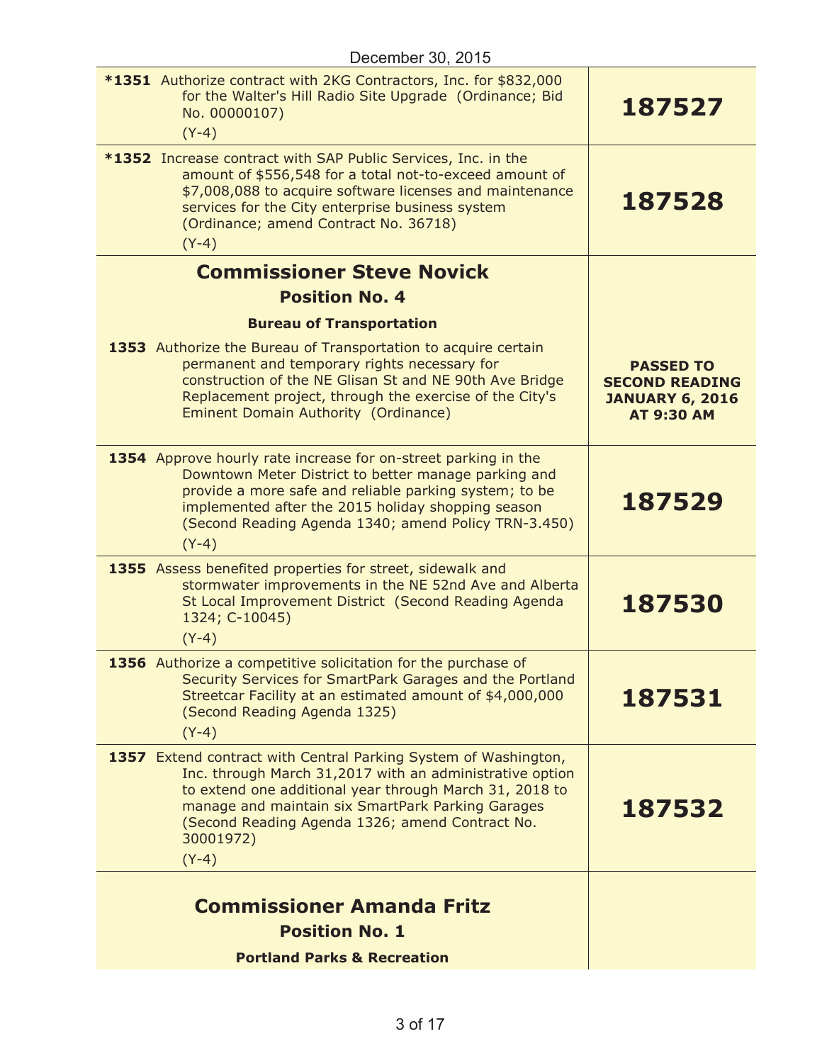December 30, 2015

| | |
|---|---|
| **\*1351** Authorize contract with 2KG Contractors, Inc. for $832,000 for the Walter's Hill Radio Site Upgrade (Ordinance; Bid No. 00000107)<br>(Y-4) | **187527** |
| **\*1352** Increase contract with SAP Public Services, Inc. in the amount of $556,548 for a total not-to-exceed amount of $7,008,088 to acquire software licenses and maintenance services for the City enterprise business system (Ordinance; amend Contract No. 36718)<br>(Y-4) | **187528** |
| **Commissioner Steve Novick**<br>**Position No. 4**<br>**Bureau of Transportation** | |
| **1353** Authorize the Bureau of Transportation to acquire certain permanent and temporary rights necessary for construction of the NE Glisan St and NE 90th Ave Bridge Replacement project, through the exercise of the City's Eminent Domain Authority (Ordinance) | **PASSED TO SECOND READING JANUARY 6, 2016 AT 9:30 AM** |
| **1354** Approve hourly rate increase for on-street parking in the Downtown Meter District to better manage parking and provide a more safe and reliable parking system; to be implemented after the 2015 holiday shopping season (Second Reading Agenda 1340; amend Policy TRN-3.450)<br>(Y-4) | **187529** |
| **1355** Assess benefited properties for street, sidewalk and stormwater improvements in the NE 52nd Ave and Alberta St Local Improvement District (Second Reading Agenda 1324; C-10045)<br>(Y-4) | **187530** |
| **1356** Authorize a competitive solicitation for the purchase of Security Services for SmartPark Garages and the Portland Streetcar Facility at an estimated amount of $4,000,000 (Second Reading Agenda 1325)<br>(Y-4) | **187531** |
| **1357** Extend contract with Central Parking System of Washington, Inc. through March 31,2017 with an administrative option to extend one additional year through March 31, 2018 to manage and maintain six SmartPark Parking Garages (Second Reading Agenda 1326; amend Contract No. 30001972)<br>(Y-4) | **187532** |
| **Commissioner Amanda Fritz**<br>**Position No. 1**<br>**Portland Parks & Recreation** | |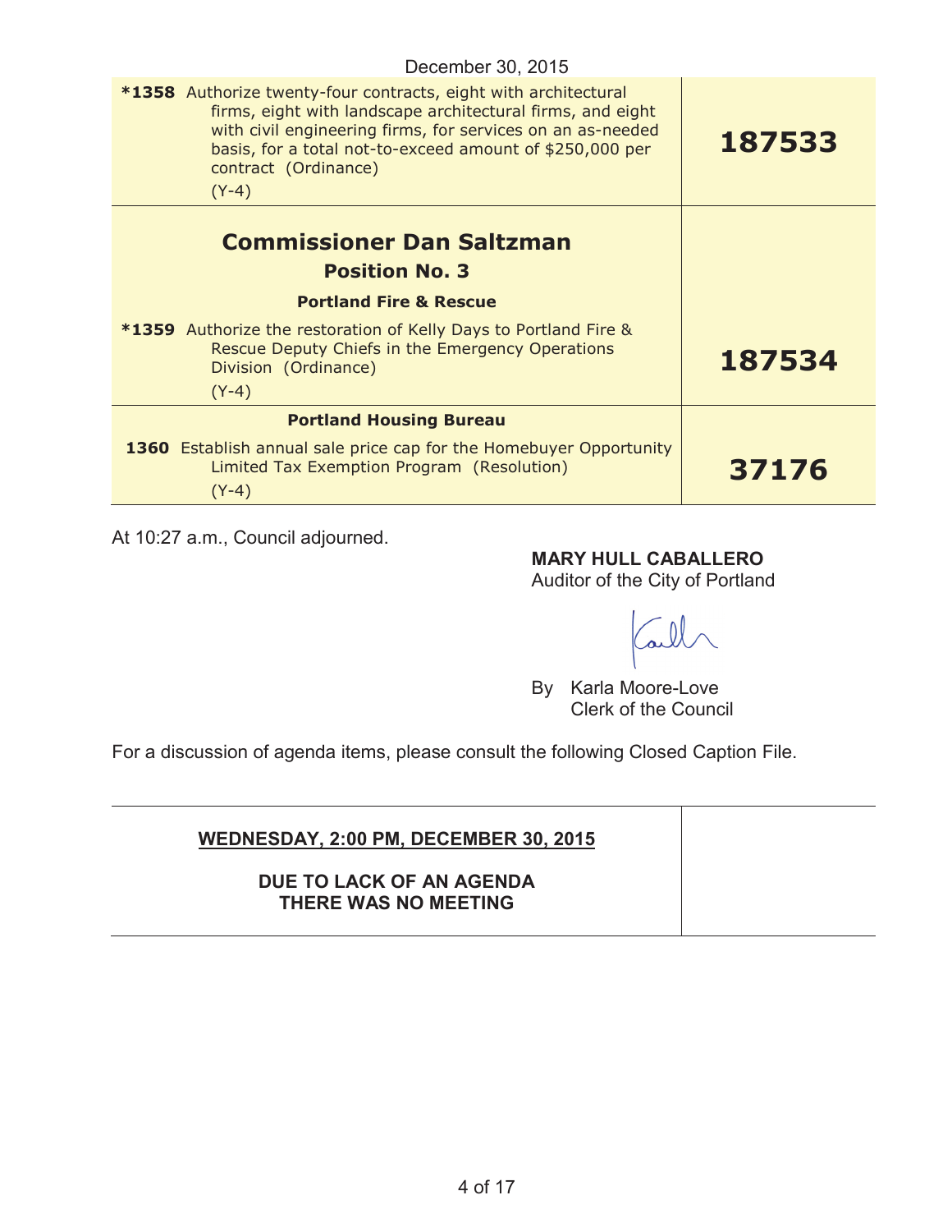December 30, 2015

| | |
|---|---|
| ***1358** Authorize twenty-four contracts, eight with architectural firms, eight with landscape architectural firms, and eight with civil engineering firms, for services on an as-needed basis, for a total not-to-exceed amount of $250,000 per contract (Ordinance) (Y-4) | **187533** |
| **Commissioner Dan Saltzman** **Position No. 3** | |
| **Portland Fire & Rescue** | |
| ***1359** Authorize the restoration of Kelly Days to Portland Fire & Rescue Deputy Chiefs in the Emergency Operations Division (Ordinance) (Y-4) | **187534** |
| **Portland Housing Bureau** | |
| **1360** Establish annual sale price cap for the Homebuyer Opportunity Limited Tax Exemption Program (Resolution) (Y-4) | **37176** |

At 10:27 a.m., Council adjourned.

**MARY HULL CABALLERO**
Auditor of the City of Portland

By Karla Moore-Love
Clerk of the Council

For a discussion of agenda items, please consult the following Closed Caption File.

| | |
|---|---|
| **WEDNESDAY, 2:00 PM, DECEMBER 30, 2015** **DUE TO LACK OF AN AGENDA THERE WAS NO MEETING** | |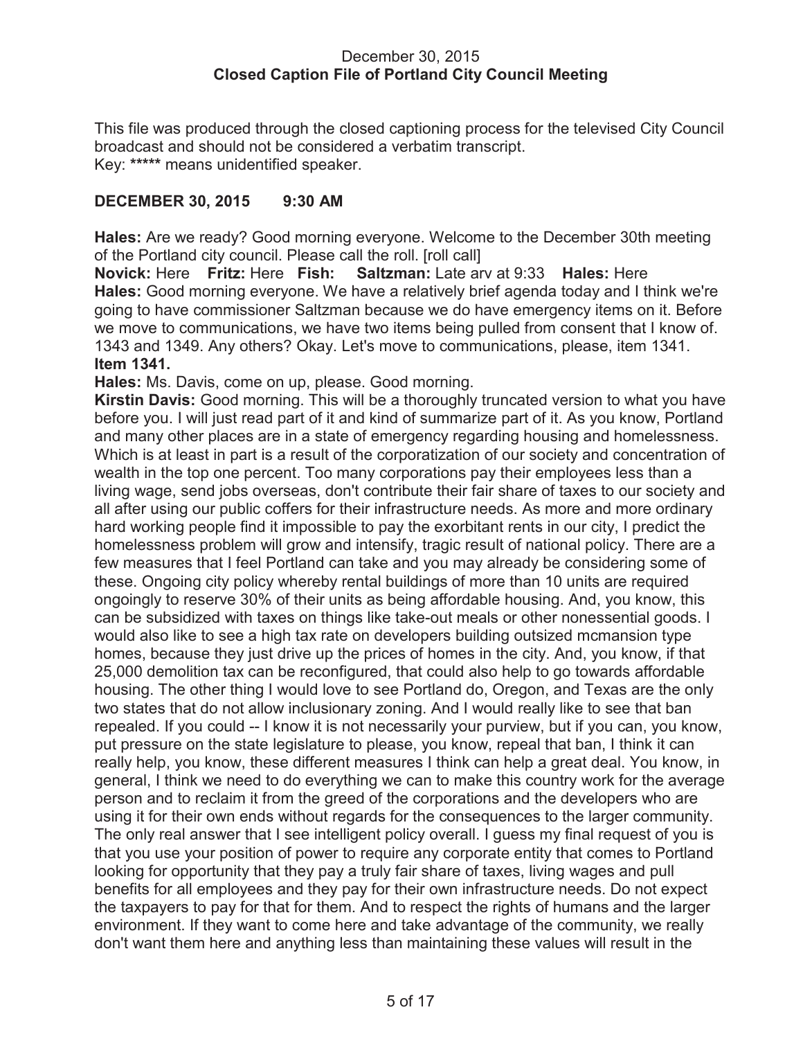December 30, 2015
**Closed Caption File of Portland City Council Meeting**

This file was produced through the closed captioning process for the televised City Council broadcast and should not be considered a verbatim transcript.
Key: ***** means unidentified speaker.

**DECEMBER 30, 2015 9:30 AM**

**Hales:** Are we ready? Good morning everyone. Welcome to the December 30th meeting of the Portland city council. Please call the roll. [roll call]
**Novick:** Here **Fritz:** Here **Fish:** **Saltzman:** Late arv at 9:33 **Hales:** Here
**Hales:** Good morning everyone. We have a relatively brief agenda today and I think we're going to have commissioner Saltzman because we do have emergency items on it. Before we move to communications, we have two items being pulled from consent that I know of. 1343 and 1349. Any others? Okay. Let's move to communications, please, item 1341.
**Item 1341.**
**Hales:** Ms. Davis, come on up, please. Good morning.
**Kirstin Davis:** Good morning. This will be a thoroughly truncated version to what you have before you. I will just read part of it and kind of summarize part of it. As you know, Portland and many other places are in a state of emergency regarding housing and homelessness. Which is at least in part is a result of the corporatization of our society and concentration of wealth in the top one percent. Too many corporations pay their employees less than a living wage, send jobs overseas, don't contribute their fair share of taxes to our society and all after using our public coffers for their infrastructure needs. As more and more ordinary hard working people find it impossible to pay the exorbitant rents in our city, I predict the homelessness problem will grow and intensify, tragic result of national policy. There are a few measures that I feel Portland can take and you may already be considering some of these. Ongoing city policy whereby rental buildings of more than 10 units are required ongoingly to reserve 30% of their units as being affordable housing. And, you know, this can be subsidized with taxes on things like take-out meals or other nonessential goods. I would also like to see a high tax rate on developers building outsized mcmansion type homes, because they just drive up the prices of homes in the city. And, you know, if that 25,000 demolition tax can be reconfigured, that could also help to go towards affordable housing. The other thing I would love to see Portland do, Oregon, and Texas are the only two states that do not allow inclusionary zoning. And I would really like to see that ban repealed. If you could -- I know it is not necessarily your purview, but if you can, you know, put pressure on the state legislature to please, you know, repeal that ban, I think it can really help, you know, these different measures I think can help a great deal. You know, in general, I think we need to do everything we can to make this country work for the average person and to reclaim it from the greed of the corporations and the developers who are using it for their own ends without regards for the consequences to the larger community. The only real answer that I see intelligent policy overall. I guess my final request of you is that you use your position of power to require any corporate entity that comes to Portland looking for opportunity that they pay a truly fair share of taxes, living wages and pull benefits for all employees and they pay for their own infrastructure needs. Do not expect the taxpayers to pay for that for them. And to respect the rights of humans and the larger environment. If they want to come here and take advantage of the community, we really don't want them here and anything less than maintaining these values will result in the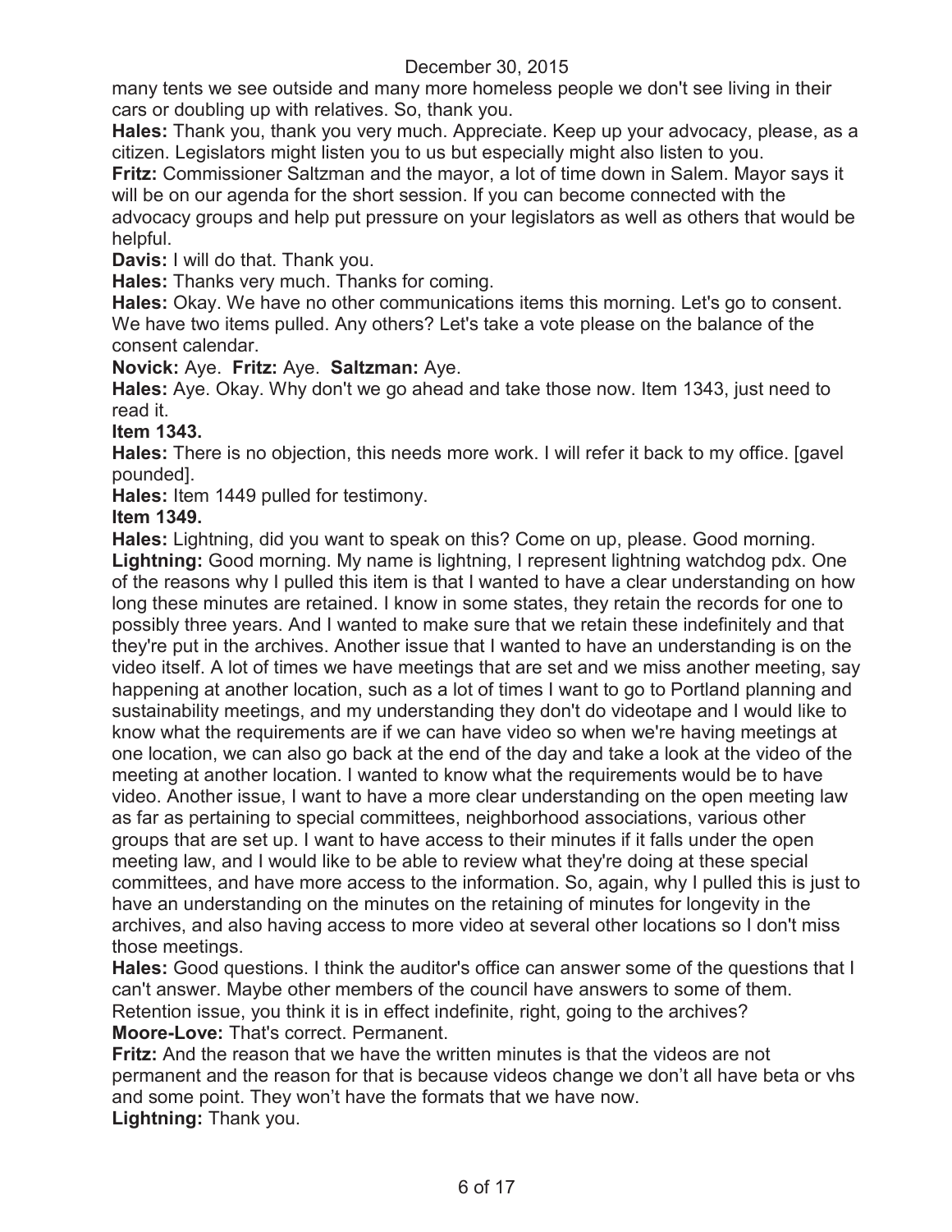many tents we see outside and many more homeless people we don't see living in their cars or doubling up with relatives. So, thank you.

**Hales:** Thank you, thank you very much. Appreciate. Keep up your advocacy, please, as a citizen. Legislators might listen you to us but especially might also listen to you.

**Fritz:** Commissioner Saltzman and the mayor, a lot of time down in Salem. Mayor says it will be on our agenda for the short session. If you can become connected with the advocacy groups and help put pressure on your legislators as well as others that would be helpful.

**Davis:** I will do that. Thank you.

**Hales:** Thanks very much. Thanks for coming.

**Hales:** Okay. We have no other communications items this morning. Let's go to consent. We have two items pulled. Any others? Let's take a vote please on the balance of the consent calendar.

**Novick:** Aye. **Fritz:** Aye. **Saltzman:** Aye.

**Hales:** Aye. Okay. Why don't we go ahead and take those now. Item 1343, just need to read it.

**Item 1343.**

**Hales:** There is no objection, this needs more work. I will refer it back to my office. [gavel pounded].

**Hales:** Item 1449 pulled for testimony.

**Item 1349.**

**Hales:** Lightning, did you want to speak on this? Come on up, please. Good morning.

**Lightning:** Good morning. My name is lightning, I represent lightning watchdog pdx. One of the reasons why I pulled this item is that I wanted to have a clear understanding on how long these minutes are retained. I know in some states, they retain the records for one to possibly three years. And I wanted to make sure that we retain these indefinitely and that they're put in the archives. Another issue that I wanted to have an understanding is on the video itself. A lot of times we have meetings that are set and we miss another meeting, say happening at another location, such as a lot of times I want to go to Portland planning and sustainability meetings, and my understanding they don't do videotape and I would like to know what the requirements are if we can have video so when we're having meetings at one location, we can also go back at the end of the day and take a look at the video of the meeting at another location. I wanted to know what the requirements would be to have video. Another issue, I want to have a more clear understanding on the open meeting law as far as pertaining to special committees, neighborhood associations, various other groups that are set up. I want to have access to their minutes if it falls under the open meeting law, and I would like to be able to review what they're doing at these special committees, and have more access to the information. So, again, why I pulled this is just to have an understanding on the minutes on the retaining of minutes for longevity in the archives, and also having access to more video at several other locations so I don't miss those meetings.

**Hales:** Good questions. I think the auditor's office can answer some of the questions that I can't answer. Maybe other members of the council have answers to some of them. Retention issue, you think it is in effect indefinite, right, going to the archives?

**Moore-Love:** That's correct. Permanent.

**Fritz:** And the reason that we have the written minutes is that the videos are not permanent and the reason for that is because videos change we don't all have beta or vhs and some point. They won't have the formats that we have now.

**Lightning:** Thank you.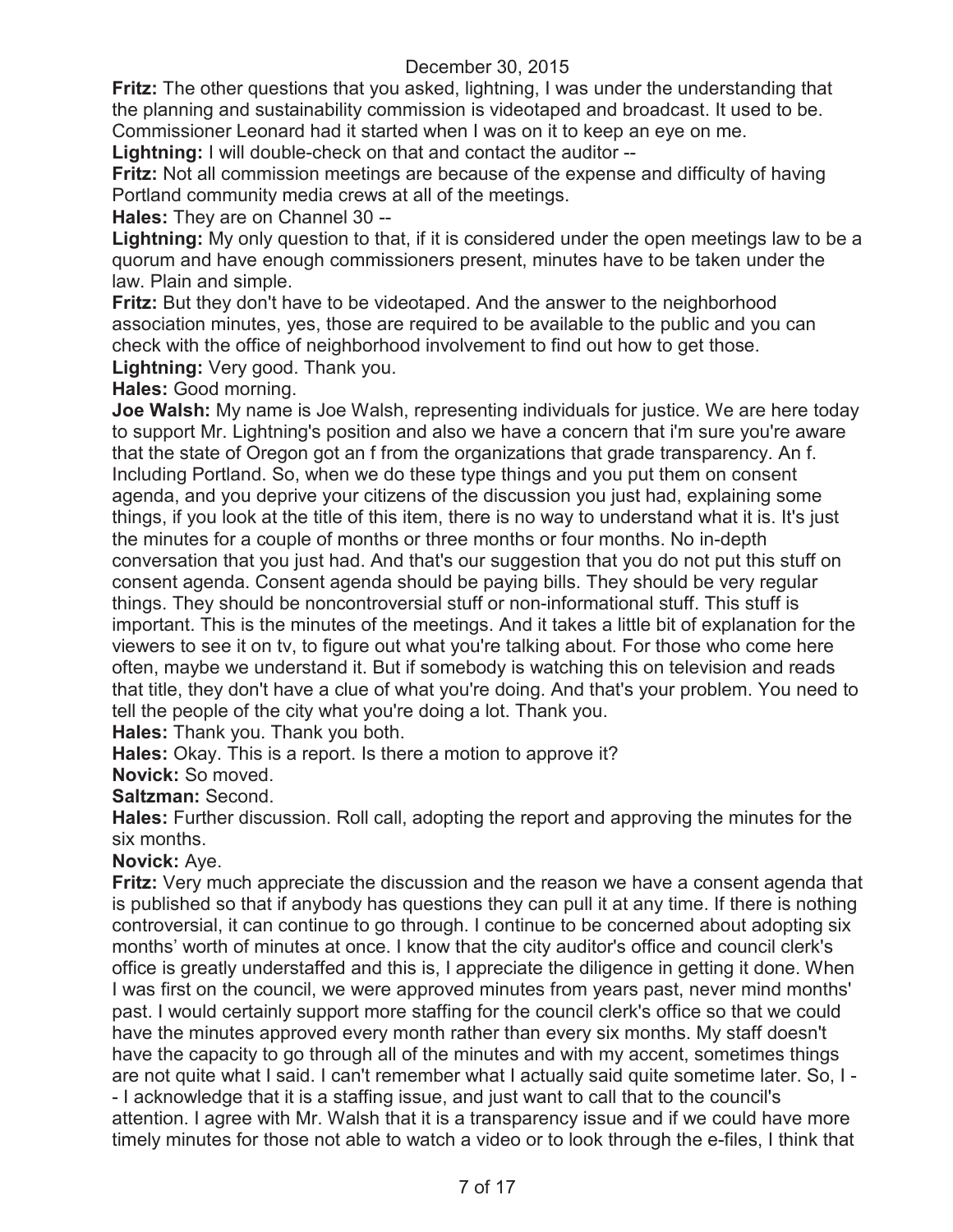**Fritz:** The other questions that you asked, lightning, I was under the understanding that the planning and sustainability commission is videotaped and broadcast. It used to be. Commissioner Leonard had it started when I was on it to keep an eye on me.

**Lightning:** I will double-check on that and contact the auditor --

**Fritz:** Not all commission meetings are because of the expense and difficulty of having Portland community media crews at all of the meetings.

**Hales:** They are on Channel 30 --

**Lightning:** My only question to that, if it is considered under the open meetings law to be a quorum and have enough commissioners present, minutes have to be taken under the law. Plain and simple.

**Fritz:** But they don't have to be videotaped. And the answer to the neighborhood association minutes, yes, those are required to be available to the public and you can check with the office of neighborhood involvement to find out how to get those.

**Lightning:** Very good. Thank you.

**Hales:** Good morning.

**Joe Walsh:** My name is Joe Walsh, representing individuals for justice. We are here today to support Mr. Lightning's position and also we have a concern that i'm sure you're aware that the state of Oregon got an f from the organizations that grade transparency. An f. Including Portland. So, when we do these type things and you put them on consent agenda, and you deprive your citizens of the discussion you just had, explaining some things, if you look at the title of this item, there is no way to understand what it is. It's just the minutes for a couple of months or three months or four months. No in-depth conversation that you just had. And that's our suggestion that you do not put this stuff on consent agenda. Consent agenda should be paying bills. They should be very regular things. They should be noncontroversial stuff or non-informational stuff. This stuff is important. This is the minutes of the meetings. And it takes a little bit of explanation for the viewers to see it on tv, to figure out what you're talking about. For those who come here often, maybe we understand it. But if somebody is watching this on television and reads that title, they don't have a clue of what you're doing. And that's your problem. You need to tell the people of the city what you're doing a lot. Thank you.

**Hales:** Thank you. Thank you both.

**Hales:** Okay. This is a report. Is there a motion to approve it?

**Novick:** So moved.

**Saltzman:** Second.

**Hales:** Further discussion. Roll call, adopting the report and approving the minutes for the six months.

**Novick:** Aye.

**Fritz:** Very much appreciate the discussion and the reason we have a consent agenda that is published so that if anybody has questions they can pull it at any time. If there is nothing controversial, it can continue to go through. I continue to be concerned about adopting six months' worth of minutes at once. I know that the city auditor's office and council clerk's office is greatly understaffed and this is, I appreciate the diligence in getting it done. When I was first on the council, we were approved minutes from years past, never mind months' past. I would certainly support more staffing for the council clerk's office so that we could have the minutes approved every month rather than every six months. My staff doesn't have the capacity to go through all of the minutes and with my accent, sometimes things are not quite what I said. I can't remember what I actually said quite sometime later. So, I -- I acknowledge that it is a staffing issue, and just want to call that to the council's attention. I agree with Mr. Walsh that it is a transparency issue and if we could have more timely minutes for those not able to watch a video or to look through the e-files, I think that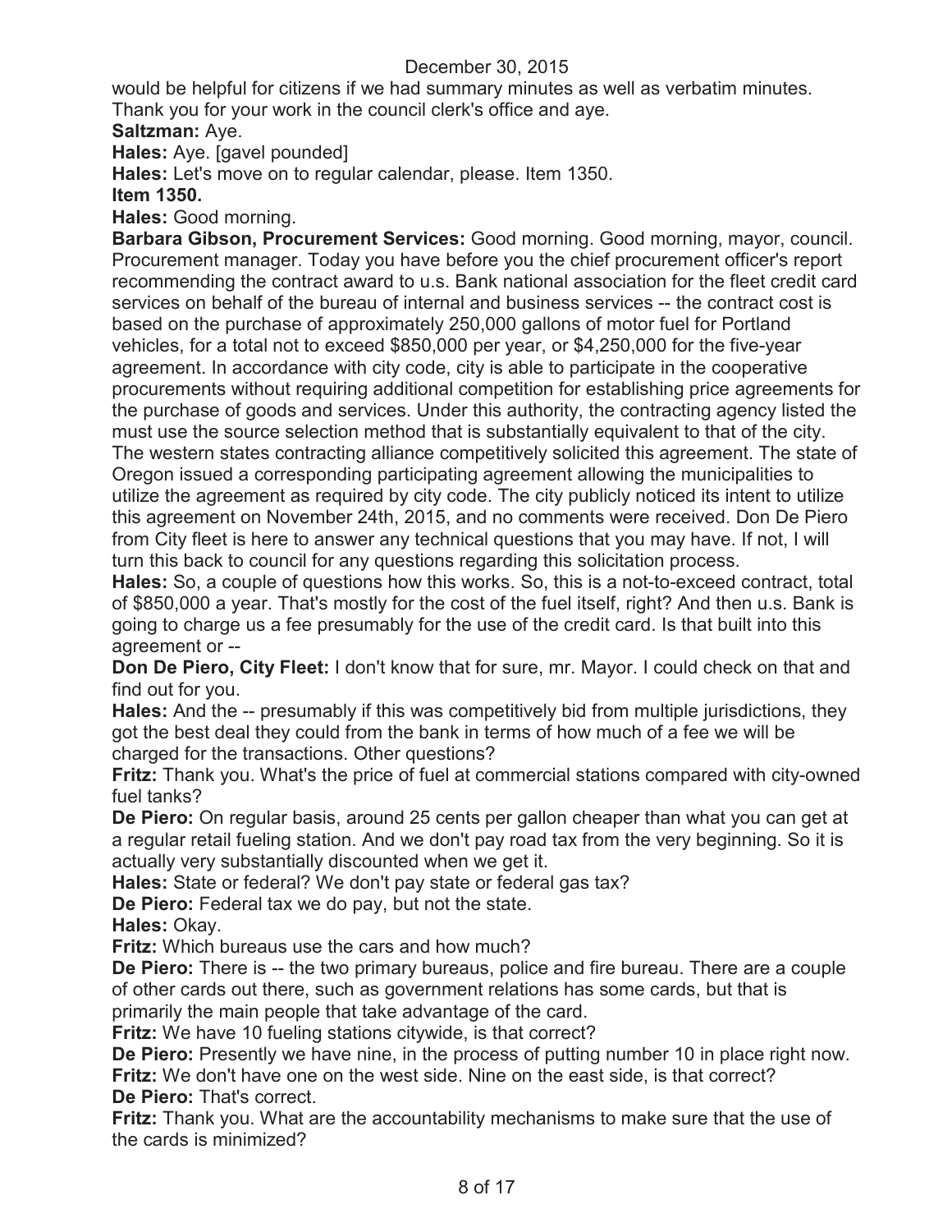would be helpful for citizens if we had summary minutes as well as verbatim minutes. Thank you for your work in the council clerk's office and aye.

**Saltzman:** Aye.

**Hales:** Aye. [gavel pounded]

**Hales:** Let's move on to regular calendar, please. Item 1350.

**Item 1350.**

**Hales:** Good morning.

**Barbara Gibson, Procurement Services:** Good morning. Good morning, mayor, council. Procurement manager. Today you have before you the chief procurement officer's report recommending the contract award to u.s. Bank national association for the fleet credit card services on behalf of the bureau of internal and business services -- the contract cost is based on the purchase of approximately 250,000 gallons of motor fuel for Portland vehicles, for a total not to exceed $850,000 per year, or $4,250,000 for the five-year agreement. In accordance with city code, city is able to participate in the cooperative procurements without requiring additional competition for establishing price agreements for the purchase of goods and services. Under this authority, the contracting agency listed the must use the source selection method that is substantially equivalent to that of the city. The western states contracting alliance competitively solicited this agreement. The state of Oregon issued a corresponding participating agreement allowing the municipalities to utilize the agreement as required by city code. The city publicly noticed its intent to utilize this agreement on November 24th, 2015, and no comments were received. Don De Piero from City fleet is here to answer any technical questions that you may have. If not, I will turn this back to council for any questions regarding this solicitation process.

**Hales:** So, a couple of questions how this works. So, this is a not-to-exceed contract, total of $850,000 a year. That's mostly for the cost of the fuel itself, right? And then u.s. Bank is going to charge us a fee presumably for the use of the credit card. Is that built into this agreement or --

**Don De Piero, City Fleet:** I don't know that for sure, mr. Mayor. I could check on that and find out for you.

**Hales:** And the -- presumably if this was competitively bid from multiple jurisdictions, they got the best deal they could from the bank in terms of how much of a fee we will be charged for the transactions. Other questions?

**Fritz:** Thank you. What's the price of fuel at commercial stations compared with city-owned fuel tanks?

**De Piero:** On regular basis, around 25 cents per gallon cheaper than what you can get at a regular retail fueling station. And we don't pay road tax from the very beginning. So it is actually very substantially discounted when we get it.

**Hales:** State or federal? We don't pay state or federal gas tax?

**De Piero:** Federal tax we do pay, but not the state.

**Hales:** Okay.

**Fritz:** Which bureaus use the cars and how much?

**De Piero:** There is -- the two primary bureaus, police and fire bureau. There are a couple of other cards out there, such as government relations has some cards, but that is primarily the main people that take advantage of the card.

**Fritz:** We have 10 fueling stations citywide, is that correct?

**De Piero:** Presently we have nine, in the process of putting number 10 in place right now.

**Fritz:** We don't have one on the west side. Nine on the east side, is that correct?

**De Piero:** That's correct.

**Fritz:** Thank you. What are the accountability mechanisms to make sure that the use of the cards is minimized?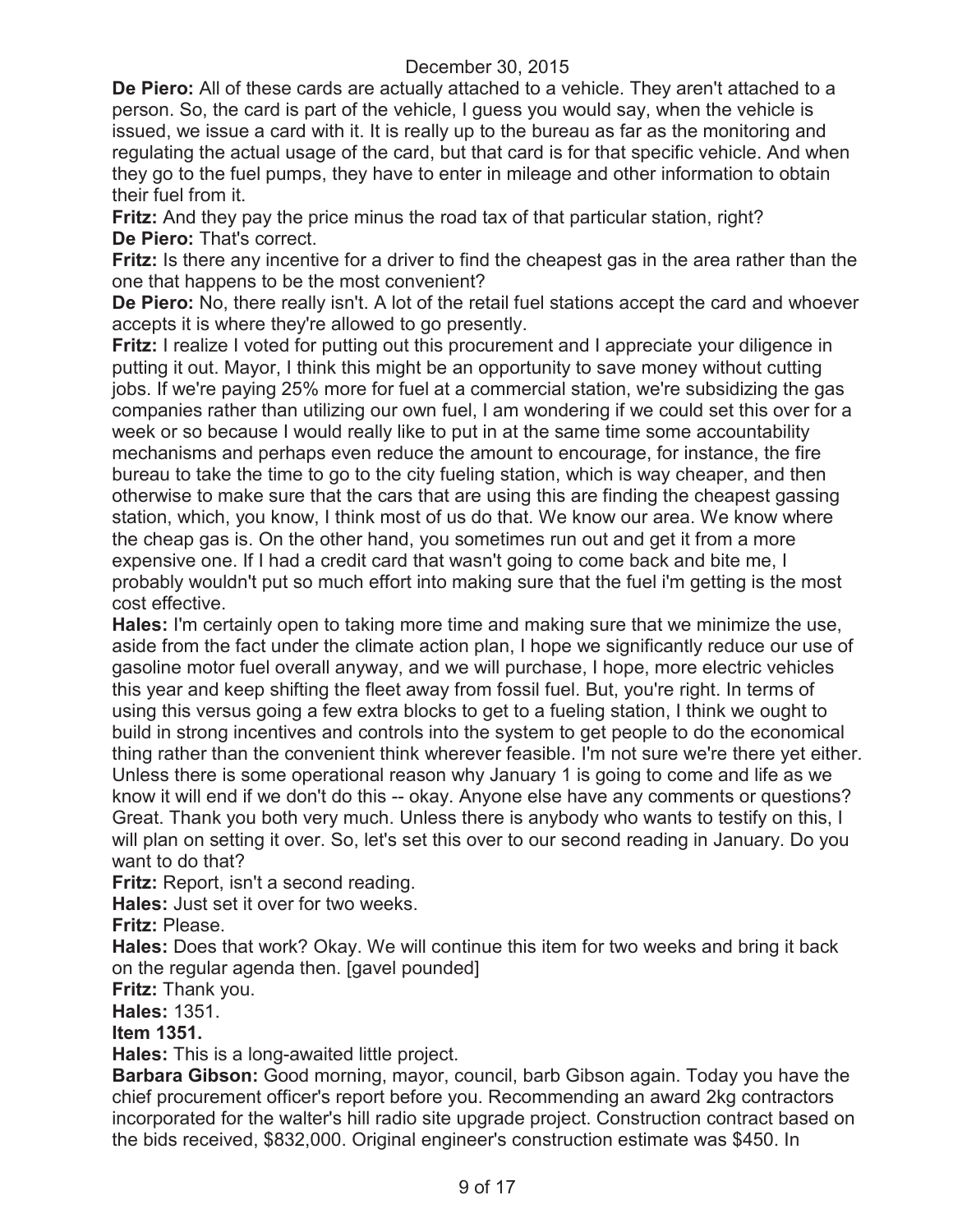**De Piero:** All of these cards are actually attached to a vehicle. They aren't attached to a person. So, the card is part of the vehicle, I guess you would say, when the vehicle is issued, we issue a card with it. It is really up to the bureau as far as the monitoring and regulating the actual usage of the card, but that card is for that specific vehicle. And when they go to the fuel pumps, they have to enter in mileage and other information to obtain their fuel from it.

**Fritz:** And they pay the price minus the road tax of that particular station, right?

**De Piero:** That's correct.

**Fritz:** Is there any incentive for a driver to find the cheapest gas in the area rather than the one that happens to be the most convenient?

**De Piero:** No, there really isn't. A lot of the retail fuel stations accept the card and whoever accepts it is where they're allowed to go presently.

**Fritz:** I realize I voted for putting out this procurement and I appreciate your diligence in putting it out. Mayor, I think this might be an opportunity to save money without cutting jobs. If we're paying 25% more for fuel at a commercial station, we're subsidizing the gas companies rather than utilizing our own fuel, I am wondering if we could set this over for a week or so because I would really like to put in at the same time some accountability mechanisms and perhaps even reduce the amount to encourage, for instance, the fire bureau to take the time to go to the city fueling station, which is way cheaper, and then otherwise to make sure that the cars that are using this are finding the cheapest gassing station, which, you know, I think most of us do that. We know our area. We know where the cheap gas is. On the other hand, you sometimes run out and get it from a more expensive one. If I had a credit card that wasn't going to come back and bite me, I probably wouldn't put so much effort into making sure that the fuel i'm getting is the most cost effective.

**Hales:** I'm certainly open to taking more time and making sure that we minimize the use, aside from the fact under the climate action plan, I hope we significantly reduce our use of gasoline motor fuel overall anyway, and we will purchase, I hope, more electric vehicles this year and keep shifting the fleet away from fossil fuel. But, you're right. In terms of using this versus going a few extra blocks to get to a fueling station, I think we ought to build in strong incentives and controls into the system to get people to do the economical thing rather than the convenient think wherever feasible. I'm not sure we're there yet either. Unless there is some operational reason why January 1 is going to come and life as we know it will end if we don't do this -- okay. Anyone else have any comments or questions? Great. Thank you both very much. Unless there is anybody who wants to testify on this, I will plan on setting it over. So, let's set this over to our second reading in January. Do you want to do that?

**Fritz:** Report, isn't a second reading.

**Hales:** Just set it over for two weeks.

**Fritz:** Please.

**Hales:** Does that work? Okay. We will continue this item for two weeks and bring it back on the regular agenda then. [gavel pounded]

**Fritz:** Thank you.

**Hales:** 1351.

**Item 1351.**

**Hales:** This is a long-awaited little project.

**Barbara Gibson:** Good morning, mayor, council, barb Gibson again. Today you have the chief procurement officer's report before you. Recommending an award 2kg contractors incorporated for the walter's hill radio site upgrade project. Construction contract based on the bids received, $832,000. Original engineer's construction estimate was $450. In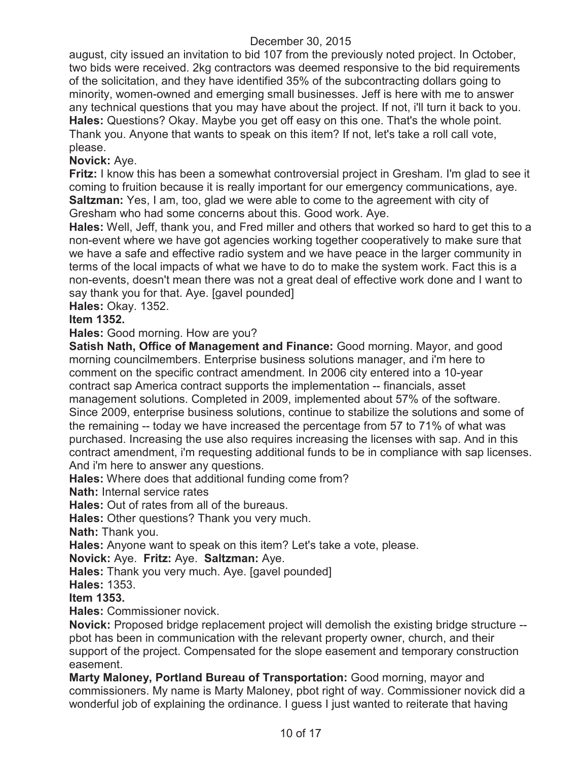august, city issued an invitation to bid 107 from the previously noted project. In October, two bids were received. 2kg contractors was deemed responsive to the bid requirements of the solicitation, and they have identified 35% of the subcontracting dollars going to minority, women-owned and emerging small businesses. Jeff is here with me to answer any technical questions that you may have about the project. If not, i'll turn it back to you.

**Hales:** Questions? Okay. Maybe you get off easy on this one. That's the whole point. Thank you. Anyone that wants to speak on this item? If not, let's take a roll call vote, please.

**Novick:** Aye.

**Fritz:** I know this has been a somewhat controversial project in Gresham. I'm glad to see it coming to fruition because it is really important for our emergency communications, aye.

**Saltzman:** Yes, I am, too, glad we were able to come to the agreement with city of Gresham who had some concerns about this. Good work. Aye.

**Hales:** Well, Jeff, thank you, and Fred miller and others that worked so hard to get this to a non-event where we have got agencies working together cooperatively to make sure that we have a safe and effective radio system and we have peace in the larger community in terms of the local impacts of what we have to do to make the system work. Fact this is a non-events, doesn't mean there was not a great deal of effective work done and I want to say thank you for that. Aye. [gavel pounded]

**Hales:** Okay. 1352.

**Item 1352.**

**Hales:** Good morning. How are you?

**Satish Nath, Office of Management and Finance:** Good morning. Mayor, and good morning councilmembers. Enterprise business solutions manager, and i'm here to comment on the specific contract amendment. In 2006 city entered into a 10-year contract sap America contract supports the implementation -- financials, asset management solutions. Completed in 2009, implemented about 57% of the software. Since 2009, enterprise business solutions, continue to stabilize the solutions and some of the remaining -- today we have increased the percentage from 57 to 71% of what was purchased. Increasing the use also requires increasing the licenses with sap. And in this contract amendment, i'm requesting additional funds to be in compliance with sap licenses. And i'm here to answer any questions.

**Hales:** Where does that additional funding come from?

**Nath:** Internal service rates

**Hales:** Out of rates from all of the bureaus.

**Hales:** Other questions? Thank you very much.

**Nath:** Thank you.

**Hales:** Anyone want to speak on this item? Let's take a vote, please.

**Novick:** Aye. **Fritz:** Aye. **Saltzman:** Aye.

**Hales:** Thank you very much. Aye. [gavel pounded]

**Hales:** 1353.

**Item 1353.**

**Hales:** Commissioner novick.

**Novick:** Proposed bridge replacement project will demolish the existing bridge structure -- pbot has been in communication with the relevant property owner, church, and their support of the project. Compensated for the slope easement and temporary construction easement.

**Marty Maloney, Portland Bureau of Transportation:** Good morning, mayor and commissioners. My name is Marty Maloney, pbot right of way. Commissioner novick did a wonderful job of explaining the ordinance. I guess I just wanted to reiterate that having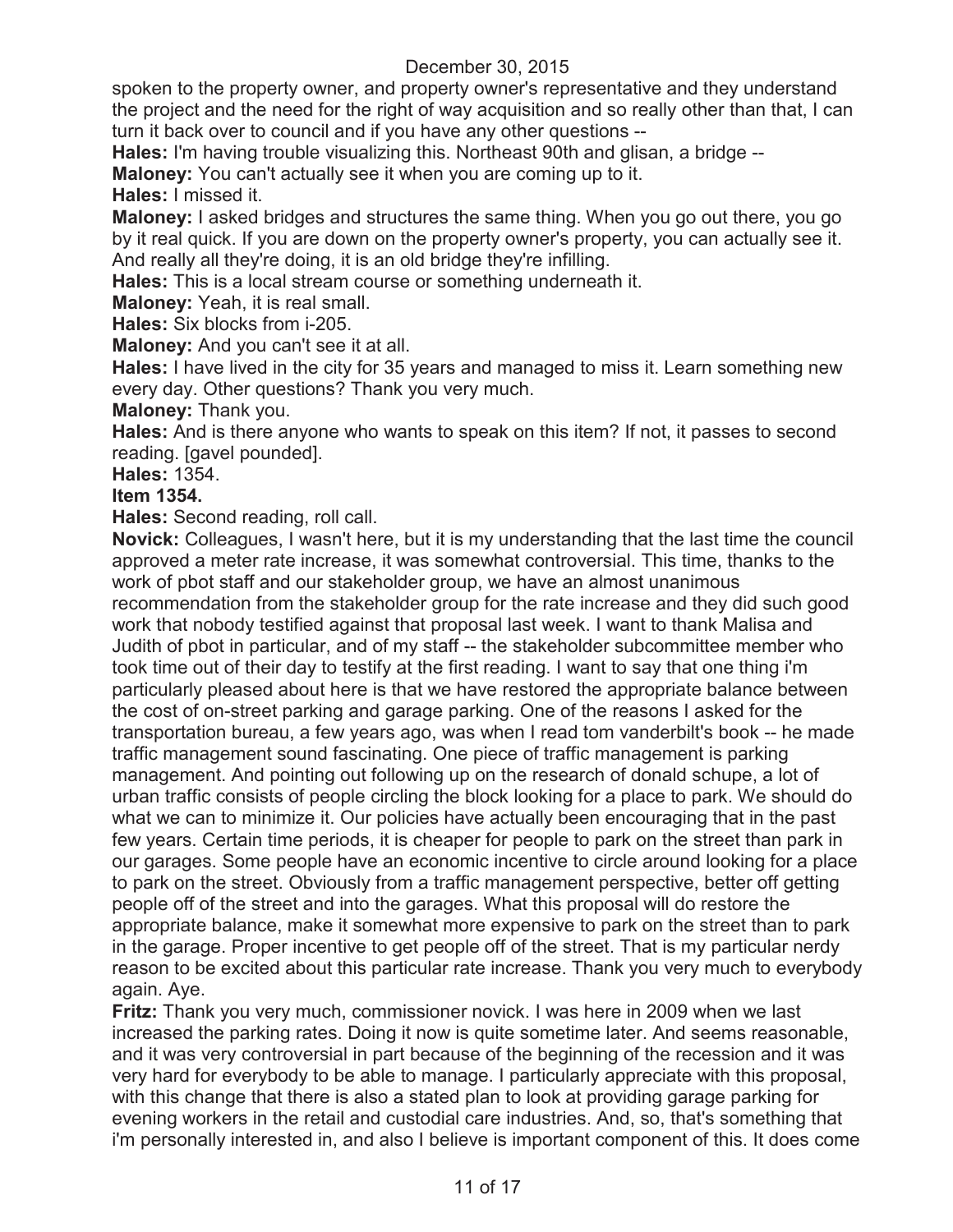spoken to the property owner, and property owner's representative and they understand the project and the need for the right of way acquisition and so really other than that, I can turn it back over to council and if you have any other questions --

**Hales:** I'm having trouble visualizing this. Northeast 90th and glisan, a bridge --

**Maloney:** You can't actually see it when you are coming up to it.

**Hales:** I missed it.

**Maloney:** I asked bridges and structures the same thing. When you go out there, you go by it real quick. If you are down on the property owner's property, you can actually see it. And really all they're doing, it is an old bridge they're infilling.

**Hales:** This is a local stream course or something underneath it.

**Maloney:** Yeah, it is real small.

**Hales:** Six blocks from i-205.

**Maloney:** And you can't see it at all.

**Hales:** I have lived in the city for 35 years and managed to miss it. Learn something new every day. Other questions? Thank you very much.

**Maloney:** Thank you.

**Hales:** And is there anyone who wants to speak on this item? If not, it passes to second reading. [gavel pounded].

**Hales:** 1354.

**Item 1354.**

**Hales:** Second reading, roll call.

**Novick:** Colleagues, I wasn't here, but it is my understanding that the last time the council approved a meter rate increase, it was somewhat controversial. This time, thanks to the work of pbot staff and our stakeholder group, we have an almost unanimous recommendation from the stakeholder group for the rate increase and they did such good work that nobody testified against that proposal last week. I want to thank Malisa and Judith of pbot in particular, and of my staff -- the stakeholder subcommittee member who took time out of their day to testify at the first reading. I want to say that one thing i'm particularly pleased about here is that we have restored the appropriate balance between the cost of on-street parking and garage parking. One of the reasons I asked for the transportation bureau, a few years ago, was when I read tom vanderbilt's book -- he made traffic management sound fascinating. One piece of traffic management is parking management. And pointing out following up on the research of donald schupe, a lot of urban traffic consists of people circling the block looking for a place to park. We should do what we can to minimize it. Our policies have actually been encouraging that in the past few years. Certain time periods, it is cheaper for people to park on the street than park in our garages. Some people have an economic incentive to circle around looking for a place to park on the street. Obviously from a traffic management perspective, better off getting people off of the street and into the garages. What this proposal will do restore the appropriate balance, make it somewhat more expensive to park on the street than to park in the garage. Proper incentive to get people off of the street. That is my particular nerdy reason to be excited about this particular rate increase. Thank you very much to everybody again. Aye.

**Fritz:** Thank you very much, commissioner novick. I was here in 2009 when we last increased the parking rates. Doing it now is quite sometime later. And seems reasonable, and it was very controversial in part because of the beginning of the recession and it was very hard for everybody to be able to manage. I particularly appreciate with this proposal, with this change that there is also a stated plan to look at providing garage parking for evening workers in the retail and custodial care industries. And, so, that's something that i'm personally interested in, and also I believe is important component of this. It does come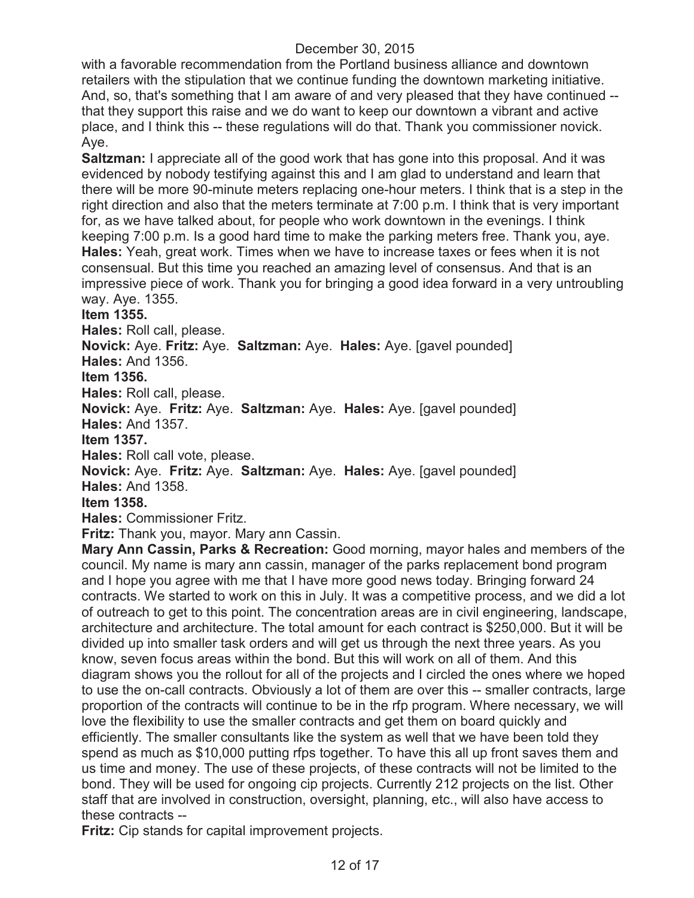with a favorable recommendation from the Portland business alliance and downtown retailers with the stipulation that we continue funding the downtown marketing initiative. And, so, that's something that I am aware of and very pleased that they have continued -- that they support this raise and we do want to keep our downtown a vibrant and active place, and I think this -- these regulations will do that. Thank you commissioner novick. Aye.

**Saltzman:** I appreciate all of the good work that has gone into this proposal. And it was evidenced by nobody testifying against this and I am glad to understand and learn that there will be more 90-minute meters replacing one-hour meters. I think that is a step in the right direction and also that the meters terminate at 7:00 p.m. I think that is very important for, as we have talked about, for people who work downtown in the evenings. I think keeping 7:00 p.m. Is a good hard time to make the parking meters free. Thank you, aye.

**Hales:** Yeah, great work. Times when we have to increase taxes or fees when it is not consensual. But this time you reached an amazing level of consensus. And that is an impressive piece of work. Thank you for bringing a good idea forward in a very untroubling way. Aye. 1355.

**Item 1355.**

**Hales:** Roll call, please.

**Novick:** Aye. **Fritz:** Aye. **Saltzman:** Aye. **Hales:** Aye. [gavel pounded]

**Hales:** And 1356.

**Item 1356.**

**Hales:** Roll call, please.

**Novick:** Aye. **Fritz:** Aye. **Saltzman:** Aye. **Hales:** Aye. [gavel pounded]

**Hales:** And 1357.

**Item 1357.**

**Hales:** Roll call vote, please.

**Novick:** Aye. **Fritz:** Aye. **Saltzman:** Aye. **Hales:** Aye. [gavel pounded]

**Hales:** And 1358.

**Item 1358.**

**Hales:** Commissioner Fritz.

**Fritz:** Thank you, mayor. Mary ann Cassin.

**Mary Ann Cassin, Parks & Recreation:** Good morning, mayor hales and members of the council. My name is mary ann cassin, manager of the parks replacement bond program and I hope you agree with me that I have more good news today. Bringing forward 24 contracts. We started to work on this in July. It was a competitive process, and we did a lot of outreach to get to this point. The concentration areas are in civil engineering, landscape, architecture and architecture. The total amount for each contract is $250,000. But it will be divided up into smaller task orders and will get us through the next three years. As you know, seven focus areas within the bond. But this will work on all of them. And this diagram shows you the rollout for all of the projects and I circled the ones where we hoped to use the on-call contracts. Obviously a lot of them are over this -- smaller contracts, large proportion of the contracts will continue to be in the rfp program. Where necessary, we will love the flexibility to use the smaller contracts and get them on board quickly and efficiently. The smaller consultants like the system as well that we have been told they spend as much as $10,000 putting rfps together. To have this all up front saves them and us time and money. The use of these projects, of these contracts will not be limited to the bond. They will be used for ongoing cip projects. Currently 212 projects on the list. Other staff that are involved in construction, oversight, planning, etc., will also have access to these contracts --

**Fritz:** Cip stands for capital improvement projects.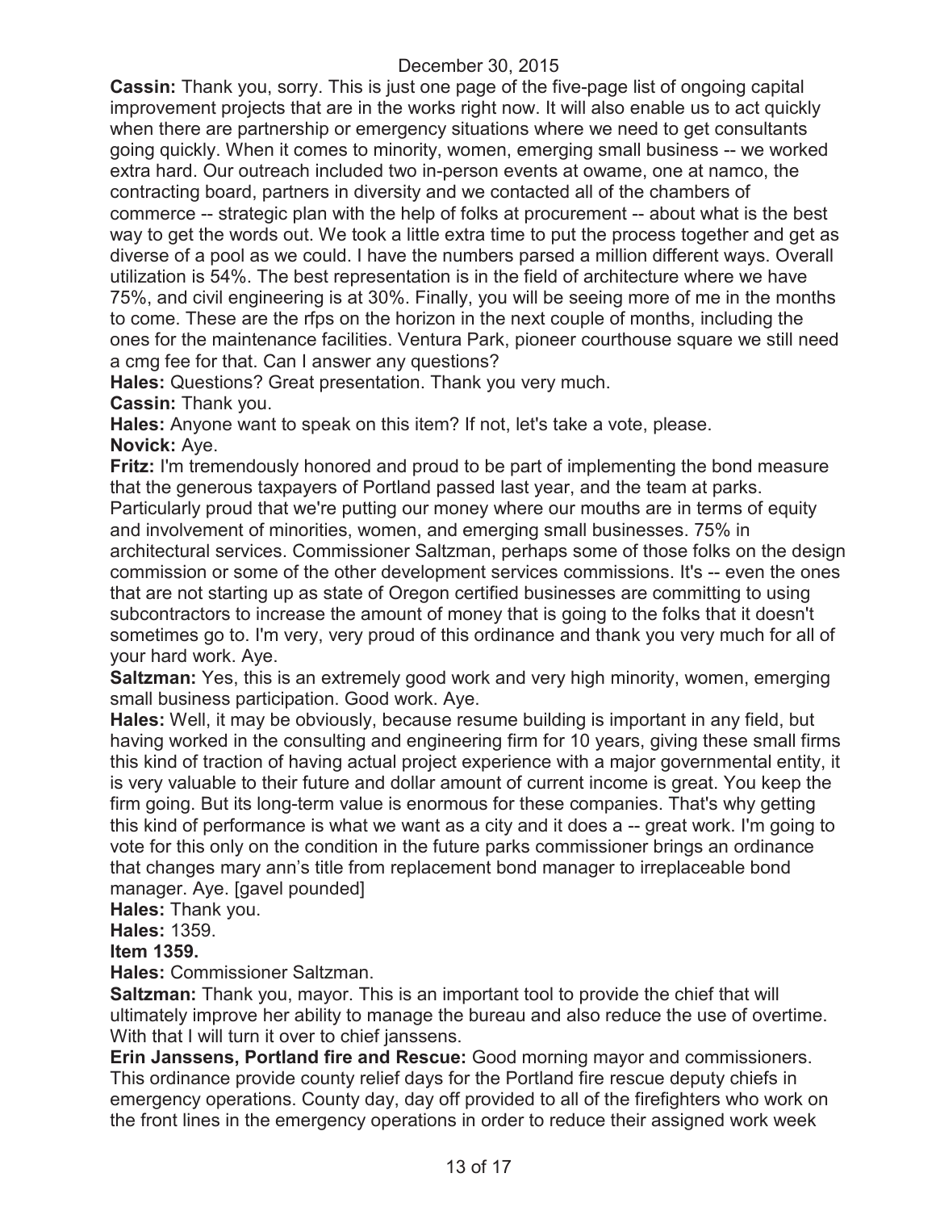**Cassin:** Thank you, sorry. This is just one page of the five-page list of ongoing capital improvement projects that are in the works right now. It will also enable us to act quickly when there are partnership or emergency situations where we need to get consultants going quickly. When it comes to minority, women, emerging small business -- we worked extra hard. Our outreach included two in-person events at owame, one at namco, the contracting board, partners in diversity and we contacted all of the chambers of commerce -- strategic plan with the help of folks at procurement -- about what is the best way to get the words out. We took a little extra time to put the process together and get as diverse of a pool as we could. I have the numbers parsed a million different ways. Overall utilization is 54%. The best representation is in the field of architecture where we have 75%, and civil engineering is at 30%. Finally, you will be seeing more of me in the months to come. These are the rfps on the horizon in the next couple of months, including the ones for the maintenance facilities. Ventura Park, pioneer courthouse square we still need a cmg fee for that. Can I answer any questions?

**Hales:** Questions? Great presentation. Thank you very much.

**Cassin:** Thank you.

**Hales:** Anyone want to speak on this item? If not, let's take a vote, please.

**Novick:** Aye.

**Fritz:** I'm tremendously honored and proud to be part of implementing the bond measure that the generous taxpayers of Portland passed last year, and the team at parks. Particularly proud that we're putting our money where our mouths are in terms of equity and involvement of minorities, women, and emerging small businesses. 75% in architectural services. Commissioner Saltzman, perhaps some of those folks on the design commission or some of the other development services commissions. It's -- even the ones that are not starting up as state of Oregon certified businesses are committing to using subcontractors to increase the amount of money that is going to the folks that it doesn't sometimes go to. I'm very, very proud of this ordinance and thank you very much for all of your hard work. Aye.

**Saltzman:** Yes, this is an extremely good work and very high minority, women, emerging small business participation. Good work. Aye.

**Hales:** Well, it may be obviously, because resume building is important in any field, but having worked in the consulting and engineering firm for 10 years, giving these small firms this kind of traction of having actual project experience with a major governmental entity, it is very valuable to their future and dollar amount of current income is great. You keep the firm going. But its long-term value is enormous for these companies. That's why getting this kind of performance is what we want as a city and it does a -- great work. I'm going to vote for this only on the condition in the future parks commissioner brings an ordinance that changes mary ann's title from replacement bond manager to irreplaceable bond manager. Aye. [gavel pounded]

**Hales:** Thank you.

**Hales:** 1359.

**Item 1359.**

**Hales:** Commissioner Saltzman.

**Saltzman:** Thank you, mayor. This is an important tool to provide the chief that will ultimately improve her ability to manage the bureau and also reduce the use of overtime. With that I will turn it over to chief janssens.

**Erin Janssens, Portland fire and Rescue:** Good morning mayor and commissioners. This ordinance provide county relief days for the Portland fire rescue deputy chiefs in emergency operations. County day, day off provided to all of the firefighters who work on the front lines in the emergency operations in order to reduce their assigned work week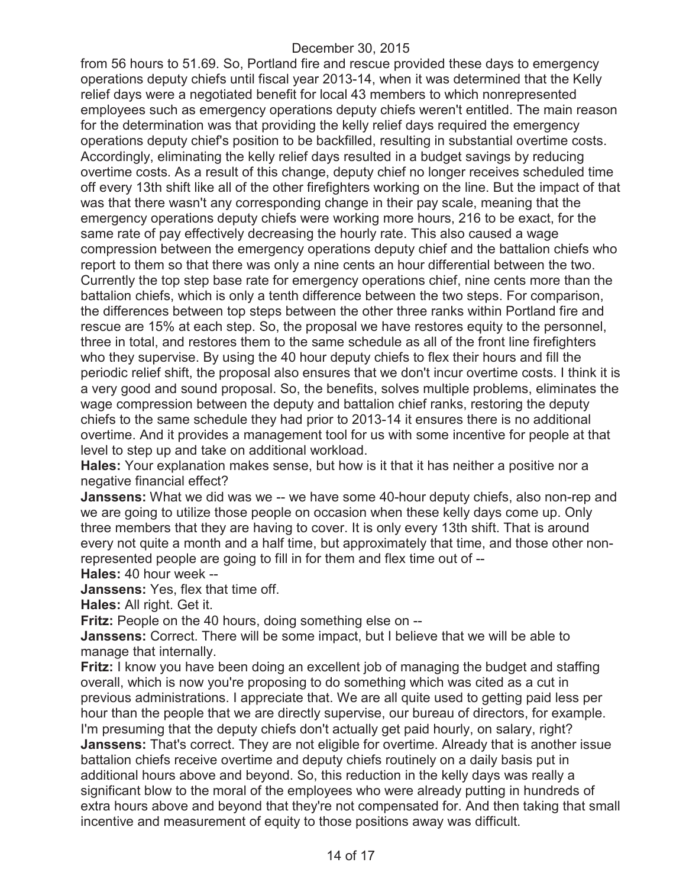from 56 hours to 51.69. So, Portland fire and rescue provided these days to emergency operations deputy chiefs until fiscal year 2013-14, when it was determined that the Kelly relief days were a negotiated benefit for local 43 members to which nonrepresented employees such as emergency operations deputy chiefs weren't entitled. The main reason for the determination was that providing the kelly relief days required the emergency operations deputy chief's position to be backfilled, resulting in substantial overtime costs. Accordingly, eliminating the kelly relief days resulted in a budget savings by reducing overtime costs. As a result of this change, deputy chief no longer receives scheduled time off every 13th shift like all of the other firefighters working on the line. But the impact of that was that there wasn't any corresponding change in their pay scale, meaning that the emergency operations deputy chiefs were working more hours, 216 to be exact, for the same rate of pay effectively decreasing the hourly rate. This also caused a wage compression between the emergency operations deputy chief and the battalion chiefs who report to them so that there was only a nine cents an hour differential between the two. Currently the top step base rate for emergency operations chief, nine cents more than the battalion chiefs, which is only a tenth difference between the two steps. For comparison, the differences between top steps between the other three ranks within Portland fire and rescue are 15% at each step. So, the proposal we have restores equity to the personnel, three in total, and restores them to the same schedule as all of the front line firefighters who they supervise. By using the 40 hour deputy chiefs to flex their hours and fill the periodic relief shift, the proposal also ensures that we don't incur overtime costs. I think it is a very good and sound proposal. So, the benefits, solves multiple problems, eliminates the wage compression between the deputy and battalion chief ranks, restoring the deputy chiefs to the same schedule they had prior to 2013-14 it ensures there is no additional overtime. And it provides a management tool for us with some incentive for people at that level to step up and take on additional workload.

**Hales:** Your explanation makes sense, but how is it that it has neither a positive nor a negative financial effect?

**Janssens:** What we did was we -- we have some 40-hour deputy chiefs, also non-rep and we are going to utilize those people on occasion when these kelly days come up. Only three members that they are having to cover. It is only every 13th shift. That is around every not quite a month and a half time, but approximately that time, and those other non-represented people are going to fill in for them and flex time out of --

**Hales:** 40 hour week --

**Janssens:** Yes, flex that time off.

**Hales:** All right. Get it.

**Fritz:** People on the 40 hours, doing something else on --

**Janssens:** Correct. There will be some impact, but I believe that we will be able to manage that internally.

**Fritz:** I know you have been doing an excellent job of managing the budget and staffing overall, which is now you're proposing to do something which was cited as a cut in previous administrations. I appreciate that. We are all quite used to getting paid less per hour than the people that we are directly supervise, our bureau of directors, for example. I'm presuming that the deputy chiefs don't actually get paid hourly, on salary, right?

**Janssens:** That's correct. They are not eligible for overtime. Already that is another issue battalion chiefs receive overtime and deputy chiefs routinely on a daily basis put in additional hours above and beyond. So, this reduction in the kelly days was really a significant blow to the moral of the employees who were already putting in hundreds of extra hours above and beyond that they're not compensated for. And then taking that small incentive and measurement of equity to those positions away was difficult.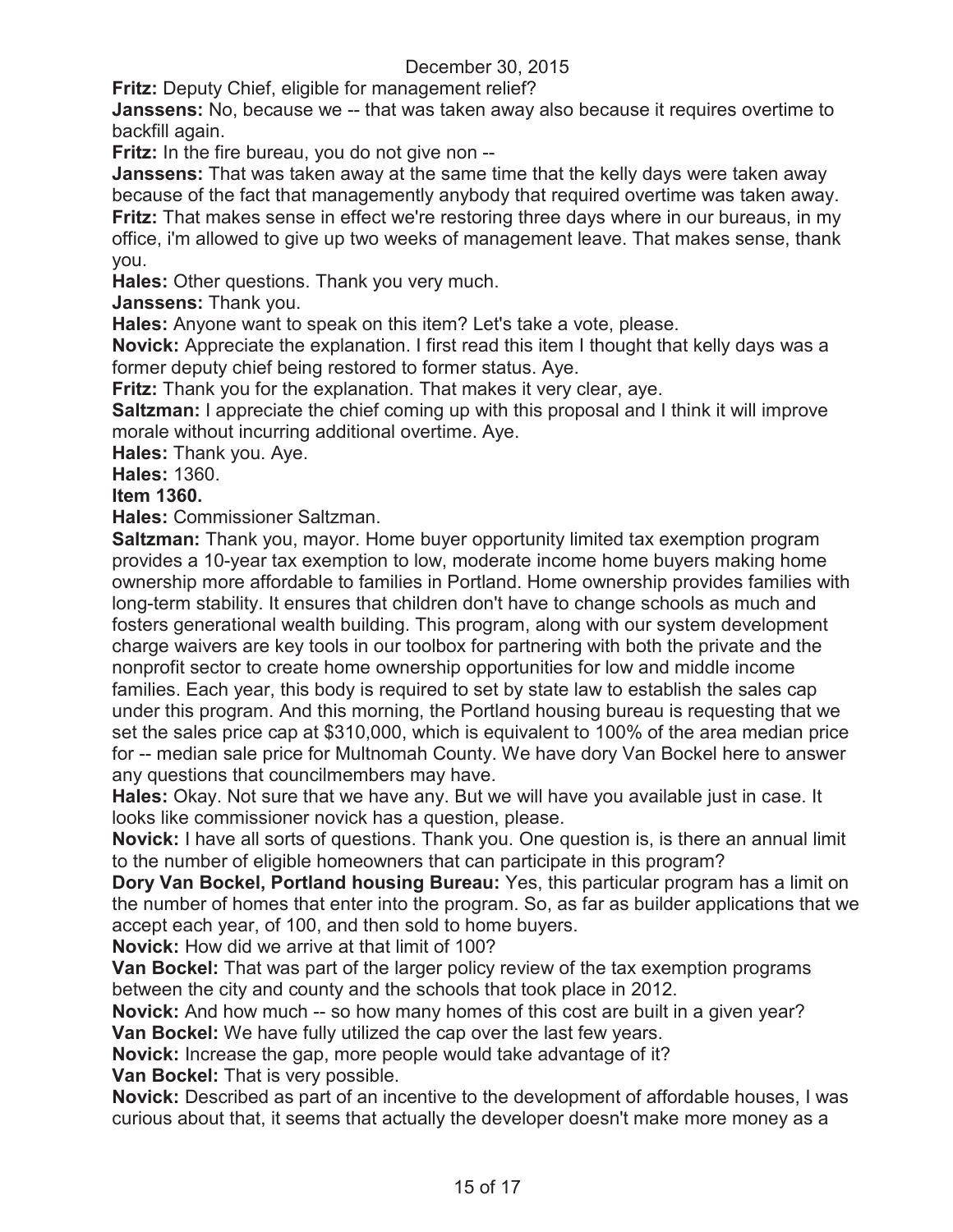**Fritz:** Deputy Chief, eligible for management relief?

**Janssens:** No, because we -- that was taken away also because it requires overtime to backfill again.

**Fritz:** In the fire bureau, you do not give non --

**Janssens:** That was taken away at the same time that the kelly days were taken away because of the fact that managementy anybody that required overtime was taken away.

**Fritz:** That makes sense in effect we're restoring three days where in our bureaus, in my office, i'm allowed to give up two weeks of management leave. That makes sense, thank you.

**Hales:** Other questions. Thank you very much.

**Janssens:** Thank you.

**Hales:** Anyone want to speak on this item? Let's take a vote, please.

**Novick:** Appreciate the explanation. I first read this item I thought that kelly days was a former deputy chief being restored to former status. Aye.

**Fritz:** Thank you for the explanation. That makes it very clear, aye.

**Saltzman:** I appreciate the chief coming up with this proposal and I think it will improve morale without incurring additional overtime. Aye.

**Hales:** Thank you. Aye.

**Hales:** 1360.

**Item 1360.**

**Hales:** Commissioner Saltzman.

**Saltzman:** Thank you, mayor. Home buyer opportunity limited tax exemption program provides a 10-year tax exemption to low, moderate income home buyers making home ownership more affordable to families in Portland. Home ownership provides families with long-term stability. It ensures that children don't have to change schools as much and fosters generational wealth building. This program, along with our system development charge waivers are key tools in our toolbox for partnering with both the private and the nonprofit sector to create home ownership opportunities for low and middle income families. Each year, this body is required to set by state law to establish the sales cap under this program. And this morning, the Portland housing bureau is requesting that we set the sales price cap at $310,000, which is equivalent to 100% of the area median price for -- median sale price for Multnomah County. We have dory Van Bockel here to answer any questions that councilmembers may have.

**Hales:** Okay. Not sure that we have any. But we will have you available just in case. It looks like commissioner novick has a question, please.

**Novick:** I have all sorts of questions. Thank you. One question is, is there an annual limit to the number of eligible homeowners that can participate in this program?

**Dory Van Bockel, Portland housing Bureau:** Yes, this particular program has a limit on the number of homes that enter into the program. So, as far as builder applications that we accept each year, of 100, and then sold to home buyers.

**Novick:** How did we arrive at that limit of 100?

**Van Bockel:** That was part of the larger policy review of the tax exemption programs between the city and county and the schools that took place in 2012.

**Novick:** And how much -- so how many homes of this cost are built in a given year?

**Van Bockel:** We have fully utilized the cap over the last few years.

**Novick:** Increase the gap, more people would take advantage of it?

**Van Bockel:** That is very possible.

**Novick:** Described as part of an incentive to the development of affordable houses, I was curious about that, it seems that actually the developer doesn't make more money as a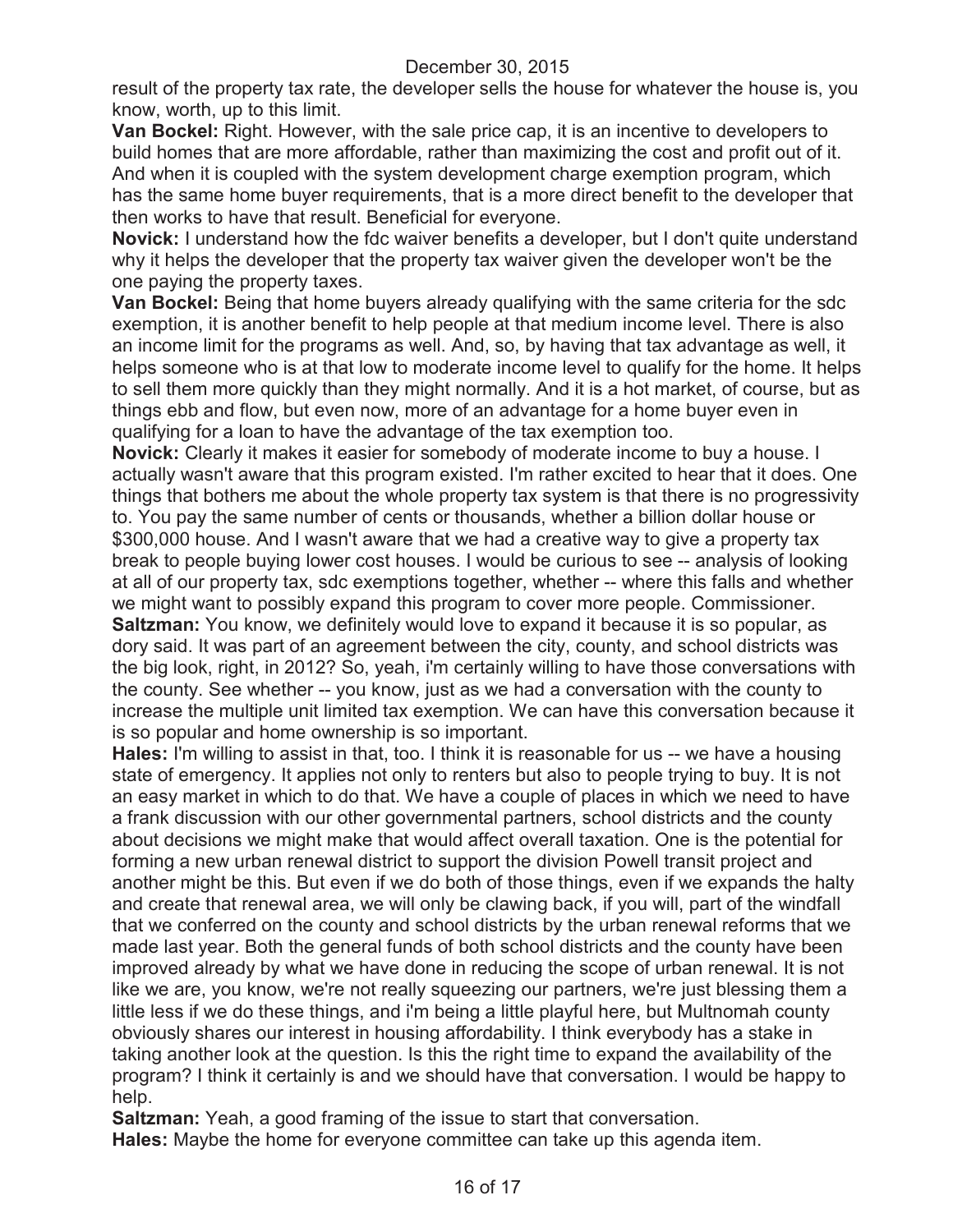result of the property tax rate, the developer sells the house for whatever the house is, you know, worth, up to this limit.

**Van Bockel:** Right. However, with the sale price cap, it is an incentive to developers to build homes that are more affordable, rather than maximizing the cost and profit out of it. And when it is coupled with the system development charge exemption program, which has the same home buyer requirements, that is a more direct benefit to the developer that then works to have that result. Beneficial for everyone.

**Novick:** I understand how the fdc waiver benefits a developer, but I don't quite understand why it helps the developer that the property tax waiver given the developer won't be the one paying the property taxes.

**Van Bockel:** Being that home buyers already qualifying with the same criteria for the sdc exemption, it is another benefit to help people at that medium income level. There is also an income limit for the programs as well. And, so, by having that tax advantage as well, it helps someone who is at that low to moderate income level to qualify for the home. It helps to sell them more quickly than they might normally. And it is a hot market, of course, but as things ebb and flow, but even now, more of an advantage for a home buyer even in qualifying for a loan to have the advantage of the tax exemption too.

**Novick:** Clearly it makes it easier for somebody of moderate income to buy a house. I actually wasn't aware that this program existed. I'm rather excited to hear that it does. One things that bothers me about the whole property tax system is that there is no progressivity to. You pay the same number of cents or thousands, whether a billion dollar house or $300,000 house. And I wasn't aware that we had a creative way to give a property tax break to people buying lower cost houses. I would be curious to see -- analysis of looking at all of our property tax, sdc exemptions together, whether -- where this falls and whether we might want to possibly expand this program to cover more people. Commissioner.

**Saltzman:** You know, we definitely would love to expand it because it is so popular, as dory said. It was part of an agreement between the city, county, and school districts was the big look, right, in 2012? So, yeah, i'm certainly willing to have those conversations with the county. See whether -- you know, just as we had a conversation with the county to increase the multiple unit limited tax exemption. We can have this conversation because it is so popular and home ownership is so important.

**Hales:** I'm willing to assist in that, too. I think it is reasonable for us -- we have a housing state of emergency. It applies not only to renters but also to people trying to buy. It is not an easy market in which to do that. We have a couple of places in which we need to have a frank discussion with our other governmental partners, school districts and the county about decisions we might make that would affect overall taxation. One is the potential for forming a new urban renewal district to support the division Powell transit project and another might be this. But even if we do both of those things, even if we expands the halty and create that renewal area, we will only be clawing back, if you will, part of the windfall that we conferred on the county and school districts by the urban renewal reforms that we made last year. Both the general funds of both school districts and the county have been improved already by what we have done in reducing the scope of urban renewal. It is not like we are, you know, we're not really squeezing our partners, we're just blessing them a little less if we do these things, and i'm being a little playful here, but Multnomah county obviously shares our interest in housing affordability. I think everybody has a stake in taking another look at the question. Is this the right time to expand the availability of the program? I think it certainly is and we should have that conversation. I would be happy to help.

**Saltzman:** Yeah, a good framing of the issue to start that conversation.

**Hales:** Maybe the home for everyone committee can take up this agenda item.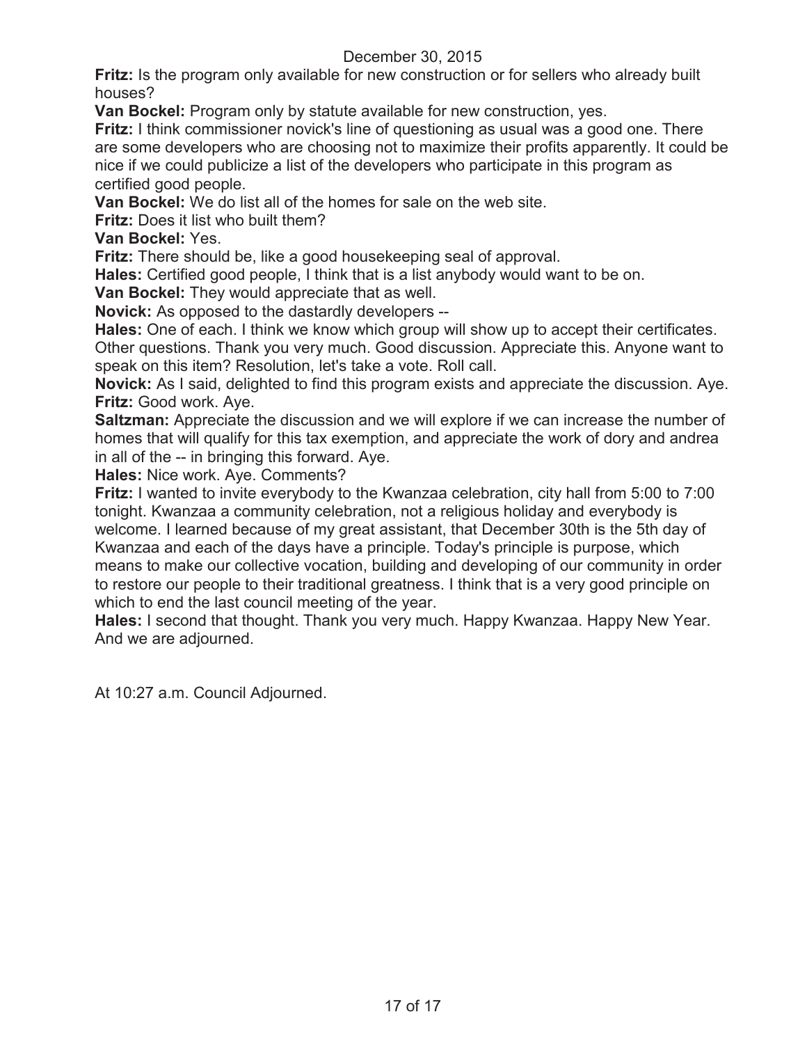**Fritz:** Is the program only available for new construction or for sellers who already built houses?

**Van Bockel:** Program only by statute available for new construction, yes.

**Fritz:** I think commissioner novick's line of questioning as usual was a good one. There are some developers who are choosing not to maximize their profits apparently. It could be nice if we could publicize a list of the developers who participate in this program as certified good people.

**Van Bockel:** We do list all of the homes for sale on the web site.

**Fritz:** Does it list who built them?

**Van Bockel:** Yes.

**Fritz:** There should be, like a good housekeeping seal of approval.

**Hales:** Certified good people, I think that is a list anybody would want to be on.

**Van Bockel:** They would appreciate that as well.

**Novick:** As opposed to the dastardly developers --

**Hales:** One of each. I think we know which group will show up to accept their certificates. Other questions. Thank you very much. Good discussion. Appreciate this. Anyone want to speak on this item? Resolution, let's take a vote. Roll call.

**Novick:** As I said, delighted to find this program exists and appreciate the discussion. Aye.

**Fritz:** Good work. Aye.

**Saltzman:** Appreciate the discussion and we will explore if we can increase the number of homes that will qualify for this tax exemption, and appreciate the work of dory and andrea in all of the -- in bringing this forward. Aye.

**Hales:** Nice work. Aye. Comments?

**Fritz:** I wanted to invite everybody to the Kwanzaa celebration, city hall from 5:00 to 7:00 tonight. Kwanzaa a community celebration, not a religious holiday and everybody is welcome. I learned because of my great assistant, that December 30th is the 5th day of Kwanzaa and each of the days have a principle. Today's principle is purpose, which means to make our collective vocation, building and developing of our community in order to restore our people to their traditional greatness. I think that is a very good principle on which to end the last council meeting of the year.

**Hales:** I second that thought. Thank you very much. Happy Kwanzaa. Happy New Year. And we are adjourned.

At 10:27 a.m. Council Adjourned.